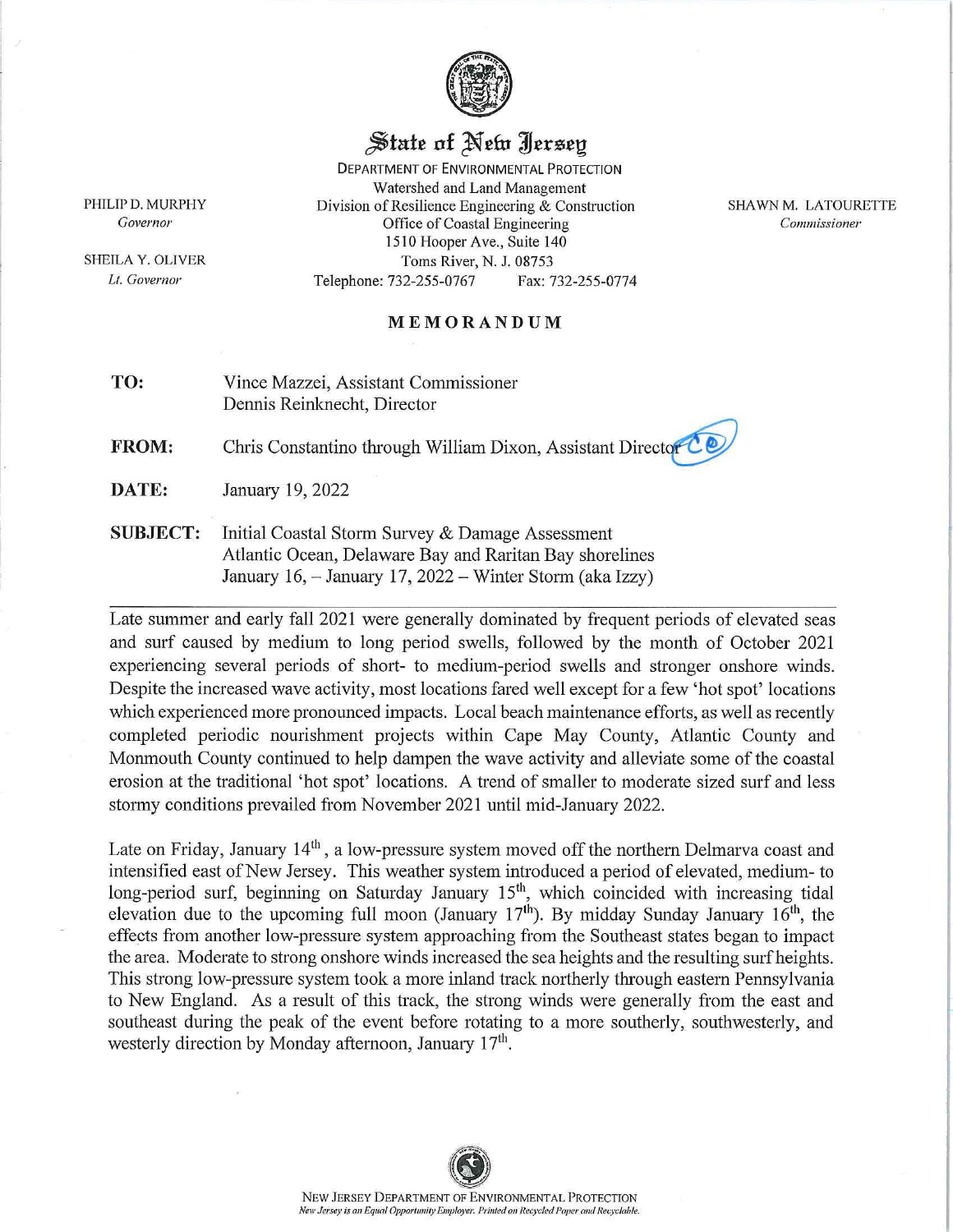# State of New Jersey

DEPARTMENT OF ENVIRONMENTAL PROTECTION
Watershed and Land Management
Division of Resilience Engineering & Construction
Office of Coastal Engineering
1510 Hooper Ave., Suite 140
Toms River, N. J. 08753
Telephone: 732-255-0767 Fax: 732-255-0774

PHILIP D. MURPHY
*Governor*

SHEILA Y. OLIVER
*Lt. Governor*

SHAWN M. LATOURETTE
*Commissioner*

## MEMORANDUM

**TO:** Vince Mazzei, Assistant Commissioner
Dennis Reinknecht, Director

**FROM:** Chris Constantino through William Dixon, Assistant Director

**DATE:** January 19, 2022

**SUBJECT:** Initial Coastal Storm Survey & Damage Assessment
Atlantic Ocean, Delaware Bay and Raritan Bay shorelines
January 16, – January 17, 2022 – Winter Storm (aka Izzy)

---

Late summer and early fall 2021 were generally dominated by frequent periods of elevated seas and surf caused by medium to long period swells, followed by the month of October 2021 experiencing several periods of short- to medium-period swells and stronger onshore winds. Despite the increased wave activity, most locations fared well except for a few 'hot spot' locations which experienced more pronounced impacts. Local beach maintenance efforts, as well as recently completed periodic nourishment projects within Cape May County, Atlantic County and Monmouth County continued to help dampen the wave activity and alleviate some of the coastal erosion at the traditional 'hot spot' locations. A trend of smaller to moderate sized surf and less stormy conditions prevailed from November 2021 until mid-January 2022.

Late on Friday, January 14th, a low-pressure system moved off the northern Delmarva coast and intensified east of New Jersey. This weather system introduced a period of elevated, medium- to long-period surf, beginning on Saturday January 15th, which coincided with increasing tidal elevation due to the upcoming full moon (January 17th). By midday Sunday January 16th, the effects from another low-pressure system approaching from the Southeast states began to impact the area. Moderate to strong onshore winds increased the sea heights and the resulting surf heights. This strong low-pressure system took a more inland track northerly through eastern Pennsylvania to New England. As a result of this track, the strong winds were generally from the east and southeast during the peak of the event before rotating to a more southerly, southwesterly, and westerly direction by Monday afternoon, January 17th.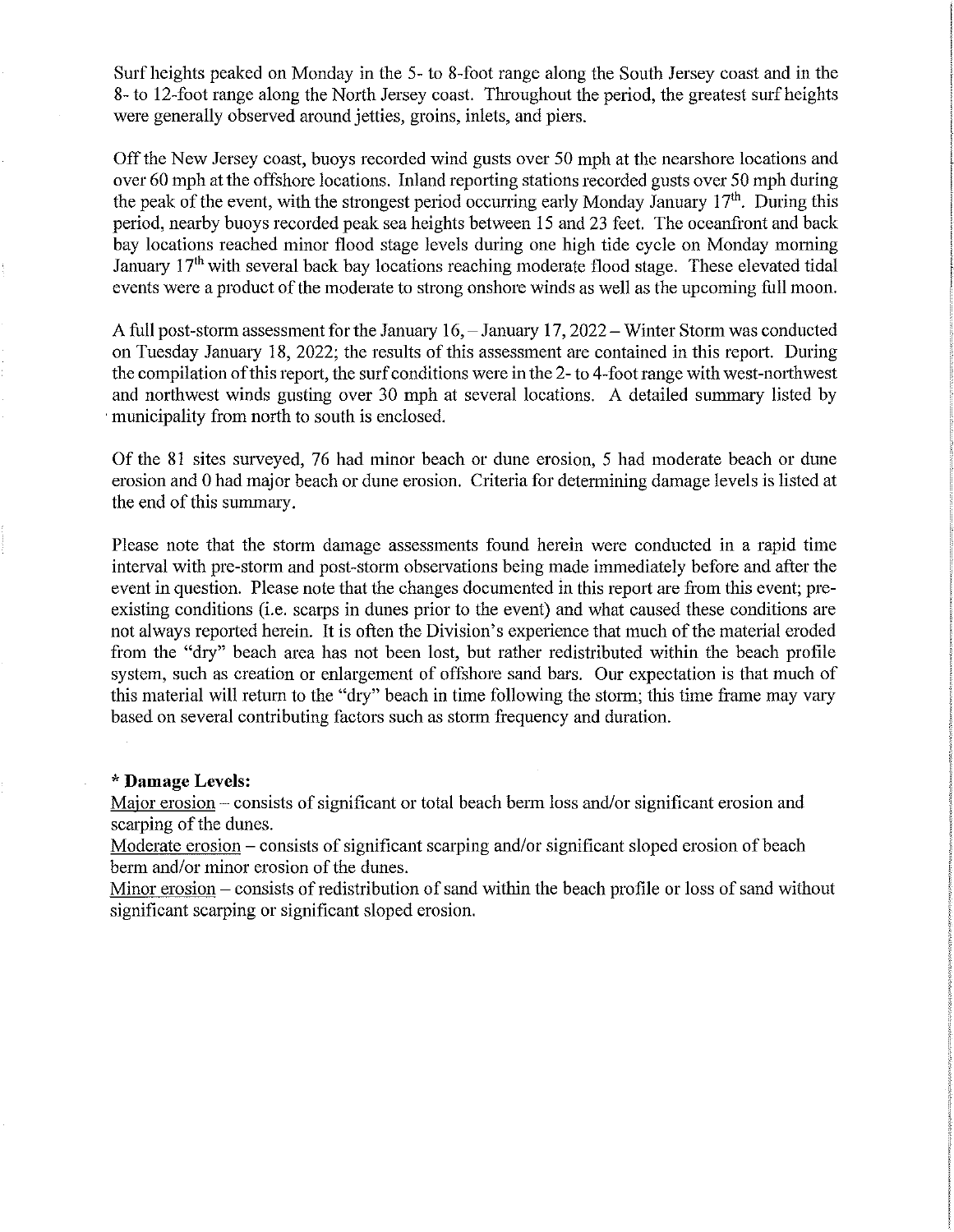Surf heights peaked on Monday in the 5- to 8-foot range along the South Jersey coast and in the 8- to 12-foot range along the North Jersey coast. Throughout the period, the greatest surf heights were generally observed around jetties, groins, inlets, and piers.

Off the New Jersey coast, buoys recorded wind gusts over 50 mph at the nearshore locations and over 60 mph at the offshore locations. Inland reporting stations recorded gusts over 50 mph during the peak of the event, with the strongest period occurring early Monday January 17th. During this period, nearby buoys recorded peak sea heights between 15 and 23 feet. The oceanfront and back bay locations reached minor flood stage levels during one high tide cycle on Monday morning January 17th with several back bay locations reaching moderate flood stage. These elevated tidal events were a product of the moderate to strong onshore winds as well as the upcoming full moon.

A full post-storm assessment for the January 16, – January 17, 2022 – Winter Storm was conducted on Tuesday January 18, 2022; the results of this assessment are contained in this report. During the compilation of this report, the surf conditions were in the 2- to 4-foot range with west-northwest and northwest winds gusting over 30 mph at several locations. A detailed summary listed by municipality from north to south is enclosed.

Of the 81 sites surveyed, 76 had minor beach or dune erosion, 5 had moderate beach or dune erosion and 0 had major beach or dune erosion. Criteria for determining damage levels is listed at the end of this summary.

Please note that the storm damage assessments found herein were conducted in a rapid time interval with pre-storm and post-storm observations being made immediately before and after the event in question. Please note that the changes documented in this report are from this event; pre-existing conditions (i.e. scarps in dunes prior to the event) and what caused these conditions are not always reported herein. It is often the Division's experience that much of the material eroded from the "dry" beach area has not been lost, but rather redistributed within the beach profile system, such as creation or enlargement of offshore sand bars. Our expectation is that much of this material will return to the "dry" beach in time following the storm; this time frame may vary based on several contributing factors such as storm frequency and duration.

**\* Damage Levels:**

Major erosion – consists of significant or total beach berm loss and/or significant erosion and scarping of the dunes.

Moderate erosion – consists of significant scarping and/or significant sloped erosion of beach berm and/or minor erosion of the dunes.

Minor erosion – consists of redistribution of sand within the beach profile or loss of sand without significant scarping or significant sloped erosion.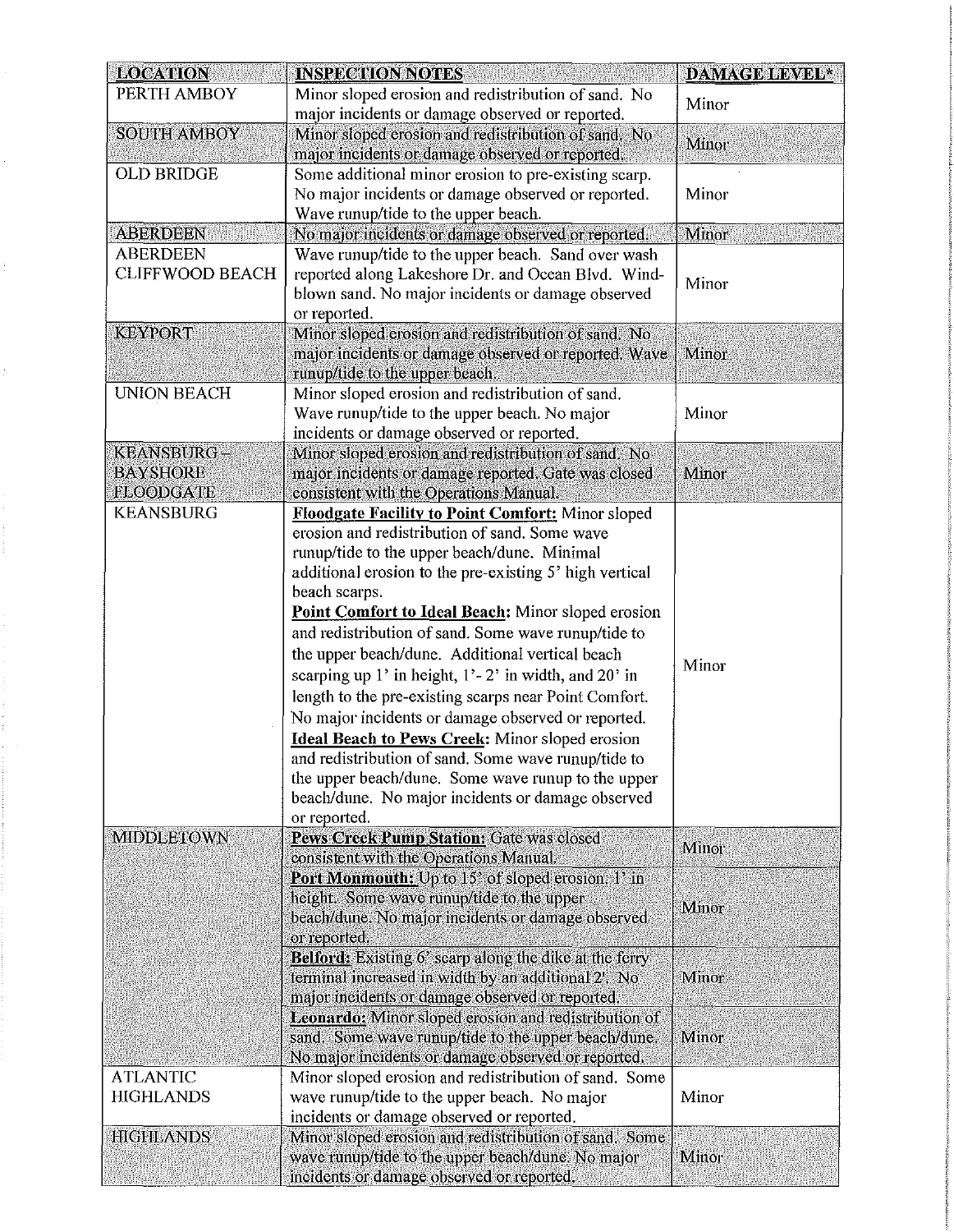| LOCATION | INSPECTION NOTES | DAMAGE LEVEL* |
|---|---|---|
| PERTH AMBOY | Minor sloped erosion and redistribution of sand. No major incidents or damage observed or reported. | Minor |
| SOUTH AMBOY | Minor sloped erosion and redistribution of sand. No major incidents or damage observed or reported. | Minor |
| OLD BRIDGE | Some additional minor erosion to pre-existing scarp. No major incidents or damage observed or reported. Wave runup/tide to the upper beach. | Minor |
| ABERDEEN | No major incidents or damage observed or reported. | Minor |
| ABERDEEN CLIFFWOOD BEACH | Wave runup/tide to the upper beach. Sand over wash reported along Lakeshore Dr. and Ocean Blvd. Wind-blown sand. No major incidents or damage observed or reported. | Minor |
| KEYPORT | Minor sloped erosion and redistribution of sand. No major incidents or damage observed or reported. Wave runup/tide to the upper beach. | Minor |
| UNION BEACH | Minor sloped erosion and redistribution of sand. Wave runup/tide to the upper beach. No major incidents or damage observed or reported. | Minor |
| KEANSBURG – BAYSHORE FLOODGATE | Minor sloped erosion and redistribution of sand. No major incidents or damage reported. Gate was closed consistent with the Operations Manual. | Minor |
| KEANSBURG | **Floodgate Facility to Point Comfort:** Minor sloped erosion and redistribution of sand. Some wave runup/tide to the upper beach/dune. Minimal additional erosion to the pre-existing 5' high vertical beach scarps. **Point Comfort to Ideal Beach:** Minor sloped erosion and redistribution of sand. Some wave runup/tide to the upper beach/dune. Additional vertical beach scarping up 1' in height, 1'- 2' in width, and 20' in length to the pre-existing scarps near Point Comfort. No major incidents or damage observed or reported. **Ideal Beach to Pews Creek:** Minor sloped erosion and redistribution of sand. Some wave runup/tide to the upper beach/dune. Some wave runup to the upper beach/dune. No major incidents or damage observed or reported. | Minor |
| MIDDLETOWN | **Pews Creek Pump Station:** Gate was closed consistent with the Operations Manual. | Minor |
| | **Port Monmouth:** Up to 15' of sloped erosion, 1' in height. Some wave runup/tide to the upper beach/dune. No major incidents or damage observed or reported. | Minor |
| | **Belford:** Existing 6' scarp along the dike at the ferry terminal increased in width by an additional 2'. No major incidents or damage observed or reported. | Minor |
| | **Leonardo:** Minor sloped erosion and redistribution of sand. Some wave runup/tide to the upper beach/dune. No major incidents or damage observed or reported. | Minor |
| ATLANTIC HIGHLANDS | Minor sloped erosion and redistribution of sand. Some wave runup/tide to the upper beach. No major incidents or damage observed or reported. | Minor |
| HIGHLANDS | Minor sloped erosion and redistribution of sand. Some wave runup/tide to the upper beach/dune. No major incidents or damage observed or reported. | Minor |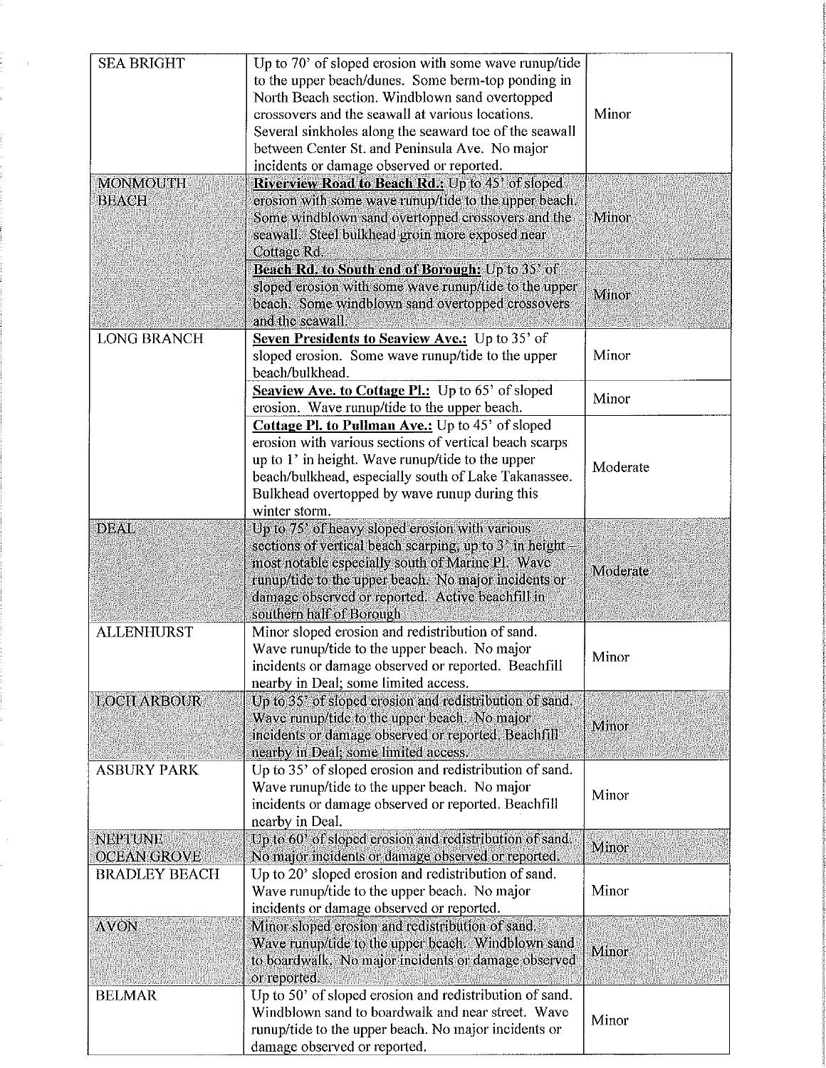| SEA BRIGHT | Up to 70' of sloped erosion with some wave runup/tide to the upper beach/dunes. Some berm-top ponding in North Beach section. Windblown sand overtopped crossovers and the seawall at various locations. Several sinkholes along the seaward toe of the seawall between Center St. and Peninsula Ave. No major incidents or damage observed or reported. | Minor |
|---|---|---|
| MONMOUTH BEACH | **Riverview Road to Beach Rd.:** Up to 45' of sloped erosion with some wave runup/tide to the upper beach. Some windblown sand overtopped crossovers and the seawall. Steel bulkhead groin more exposed near Cottage Rd. | Minor |
| | **Beach Rd. to South end of Borough:** Up to 35' of sloped erosion with some wave runup/tide to the upper beach. Some windblown sand overtopped crossovers and the seawall. | Minor |
| LONG BRANCH | **Seven Presidents to Seaview Ave.:** Up to 35' of sloped erosion. Some wave runup/tide to the upper beach/bulkhead. | Minor |
| | **Seaview Ave. to Cottage Pl.:** Up to 65' of sloped erosion. Wave runup/tide to the upper beach. | Minor |
| | **Cottage Pl. to Pullman Ave.:** Up to 45' of sloped erosion with various sections of vertical beach scarps up to 1' in height. Wave runup/tide to the upper beach/bulkhead, especially south of Lake Takanassee. Bulkhead overtopped by wave runup during this winter storm. | Moderate |
| DEAL | Up to 75' of heavy sloped erosion with various sections of vertical beach scarping, up to 3' in height – most notable especially south of Marine Pl. Wave runup/tide to the upper beach. No major incidents or damage observed or reported. Active beachfill in southern half of Borough | Moderate |
| ALLENHURST | Minor sloped erosion and redistribution of sand. Wave runup/tide to the upper beach. No major incidents or damage observed or reported. Beachfill nearby in Deal; some limited access. | Minor |
| LOCH ARBOUR | Up to 35' of sloped erosion and redistribution of sand. Wave runup/tide to the upper beach. No major incidents or damage observed or reported. Beachfill nearby in Deal; some limited access. | Minor |
| ASBURY PARK | Up to 35' of sloped erosion and redistribution of sand. Wave runup/tide to the upper beach. No major incidents or damage observed or reported. Beachfill nearby in Deal. | Minor |
| NEPTUNE OCEAN GROVE | Up to 60' of sloped erosion and redistribution of sand. No major incidents or damage observed or reported. | Minor |
| BRADLEY BEACH | Up to 20' sloped erosion and redistribution of sand. Wave runup/tide to the upper beach. No major incidents or damage observed or reported. | Minor |
| AVON | Minor sloped erosion and redistribution of sand. Wave runup/tide to the upper beach. Windblown sand to boardwalk. No major incidents or damage observed or reported. | Minor |
| BELMAR | Up to 50' of sloped erosion and redistribution of sand. Windblown sand to boardwalk and near street. Wave runup/tide to the upper beach. No major incidents or damage observed or reported. | Minor |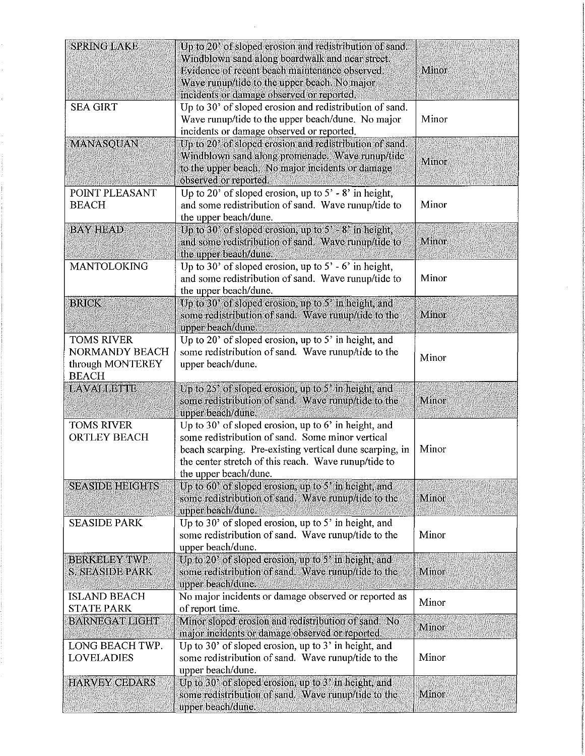| SPRING LAKE | Up to 20' of sloped erosion and redistribution of sand. Windblown sand along boardwalk and near street. Evidence of recent beach maintenance observed. Wave runup/tide to the upper beach. No major incidents or damage observed or reported. | Minor |
|---|---|---|
| SEA GIRT | Up to 30' of sloped erosion and redistribution of sand. Wave runup/tide to the upper beach/dune. No major incidents or damage observed or reported. | Minor |
| MANASQUAN | Up to 20' of sloped erosion and redistribution of sand. Windblown sand along promenade. Wave runup/tide to the upper beach. No major incidents or damage observed or reported. | Minor |
| POINT PLEASANT BEACH | Up to 20' of sloped erosion, up to 5' - 8' in height, and some redistribution of sand. Wave runup/tide to the upper beach/dune. | Minor |
| BAY HEAD | Up to 30' of sloped erosion, up to 5' - 8' in height, and some redistribution of sand. Wave runup/tide to the upper beach/dune. | Minor |
| MANTOLOKING | Up to 30' of sloped erosion, up to 5' - 6' in height, and some redistribution of sand. Wave runup/tide to the upper beach/dune. | Minor |
| BRICK | Up to 30' of sloped erosion, up to 5' in height, and some redistribution of sand. Wave runup/tide to the upper beach/dune. | Minor |
| TOMS RIVER NORMANDY BEACH through MONTEREY BEACH | Up to 20' of sloped erosion, up to 5' in height, and some redistribution of sand. Wave runup/tide to the upper beach/dune. | Minor |
| LAVALLETTE | Up to 25' of sloped erosion, up to 5' in height, and some redistribution of sand. Wave runup/tide to the upper beach/dune. | Minor |
| TOMS RIVER ORTLEY BEACH | Up to 30' of sloped erosion, up to 6' in height, and some redistribution of sand. Some minor vertical beach scarping. Pre-existing vertical dune scarping, in the center stretch of this reach. Wave runup/tide to the upper beach/dune. | Minor |
| SEASIDE HEIGHTS | Up to 60' of sloped erosion, up to 5' in height, and some redistribution of sand. Wave runup/tide to the upper beach/dune. | Minor |
| SEASIDE PARK | Up to 30' of sloped erosion, up to 5' in height, and some redistribution of sand. Wave runup/tide to the upper beach/dune. | Minor |
| BERKELEY TWP. S. SEASIDE PARK | Up to 20' of sloped erosion, up to 5' in height, and some redistribution of sand. Wave runup/tide to the upper beach/dune. | Minor |
| ISLAND BEACH STATE PARK | No major incidents or damage observed or reported as of report time. | Minor |
| BARNEGAT LIGHT | Minor sloped erosion and redistribution of sand. No major incidents or damage observed or reported. | Minor |
| LONG BEACH TWP. LOVELADIES | Up to 30' of sloped erosion, up to 3' in height, and some redistribution of sand. Wave runup/tide to the upper beach/dune. | Minor |
| HARVEY CEDARS | Up to 30' of sloped erosion, up to 3' in height, and some redistribution of sand. Wave runup/tide to the upper beach/dune. | Minor |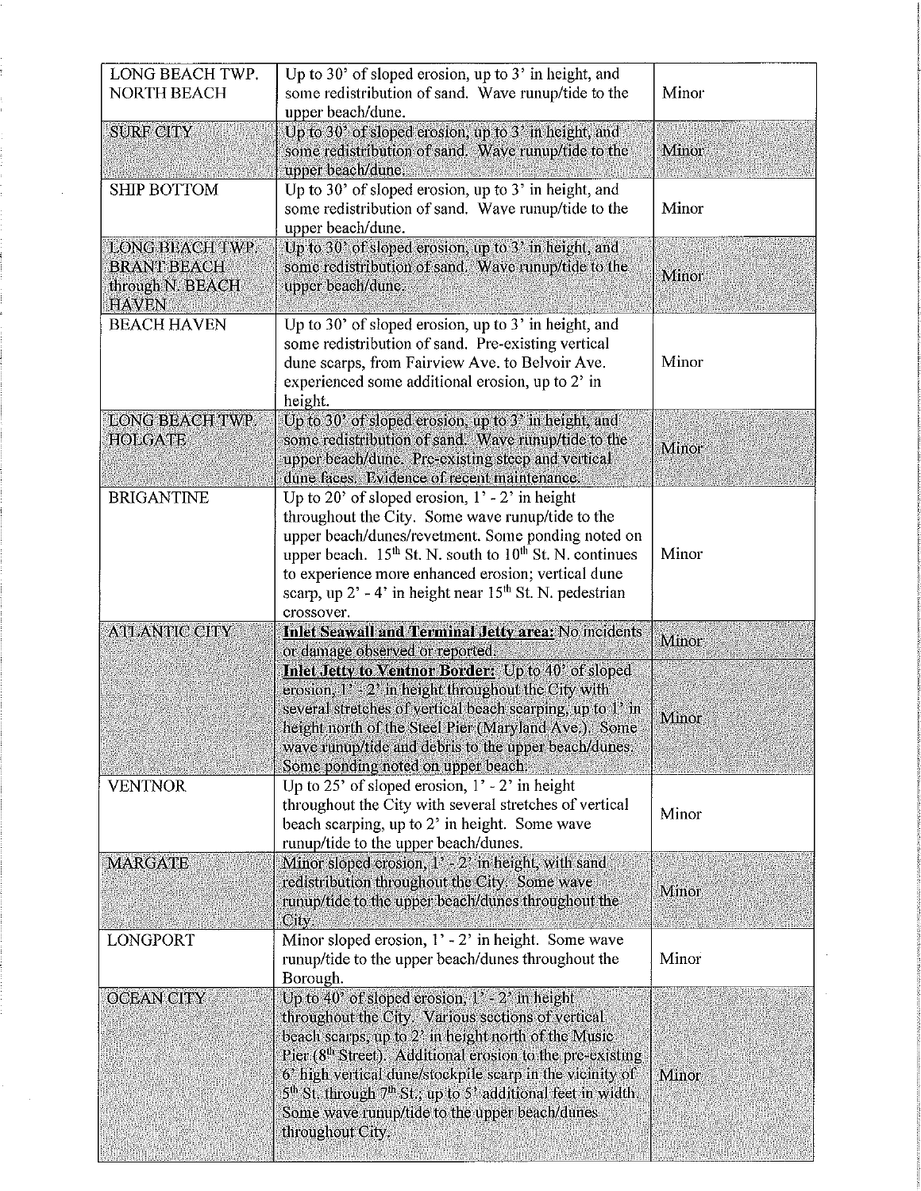| | | |
|---|---|---|
| LONG BEACH TWP. NORTH BEACH | Up to 30' of sloped erosion, up to 3' in height, and some redistribution of sand. Wave runup/tide to the upper beach/dune. | Minor |
| SURF CITY | Up to 30' of sloped erosion, up to 3' in height, and some redistribution of sand. Wave runup/tide to the upper beach/dune. | Minor |
| SHIP BOTTOM | Up to 30' of sloped erosion, up to 3' in height, and some redistribution of sand. Wave runup/tide to the upper beach/dune. | Minor |
| LONG BEACH TWP. BRANT BEACH through N. BEACH HAVEN | Up to 30' of sloped erosion, up to 3' in height, and some redistribution of sand. Wave runup/tide to the upper beach/dune. | Minor |
| BEACH HAVEN | Up to 30' of sloped erosion, up to 3' in height, and some redistribution of sand. Pre-existing vertical dune scarps, from Fairview Ave. to Belvoir Ave. experienced some additional erosion, up to 2' in height. | Minor |
| LONG BEACH TWP. HOLGATE | Up to 30' of sloped erosion, up to 3' in height, and some redistribution of sand. Wave runup/tide to the upper beach/dune. Pre-existing steep and vertical dune faces. Evidence of recent maintenance. | Minor |
| BRIGANTINE | Up to 20' of sloped erosion, 1' - 2' in height throughout the City. Some wave runup/tide to the upper beach/dunes/revetment. Some ponding noted on upper beach. 15th St. N. south to 10th St. N. continues to experience more enhanced erosion; vertical dune scarp, up 2' - 4' in height near 15th St. N. pedestrian crossover. | Minor |
| ATLANTIC CITY | **Inlet Seawall and Terminal Jetty area:** No incidents or damage observed or reported. | Minor |
| | **Inlet Jetty to Ventnor Border:** Up to 40' of sloped erosion, 1' - 2' in height throughout the City with several stretches of vertical beach scarping, up to 1' in height north of the Steel Pier (Maryland Ave.). Some wave runup/tide and debris to the upper beach/dunes. Some ponding noted on upper beach. | Minor |
| VENTNOR | Up to 25' of sloped erosion, 1' - 2' in height throughout the City with several stretches of vertical beach scarping, up to 2' in height. Some wave runup/tide to the upper beach/dunes. | Minor |
| MARGATE | Minor sloped erosion, 1' - 2' in height, with sand redistribution throughout the City. Some wave runup/tide to the upper beach/dunes throughout the City. | Minor |
| LONGPORT | Minor sloped erosion, 1' - 2' in height. Some wave runup/tide to the upper beach/dunes throughout the Borough. | Minor |
| OCEAN CITY | Up to 40' of sloped erosion, 1' - 2' in height throughout the City. Various sections of vertical beach scarps, up to 2' in height north of the Music Pier (8th Street). Additional erosion to the pre-existing 6' high vertical dune/stockpile scarp in the vicinity of 5th St. through 7th St.; up to 5' additional feet in width. Some wave runup/tide to the upper beach/dunes throughout City. | Minor |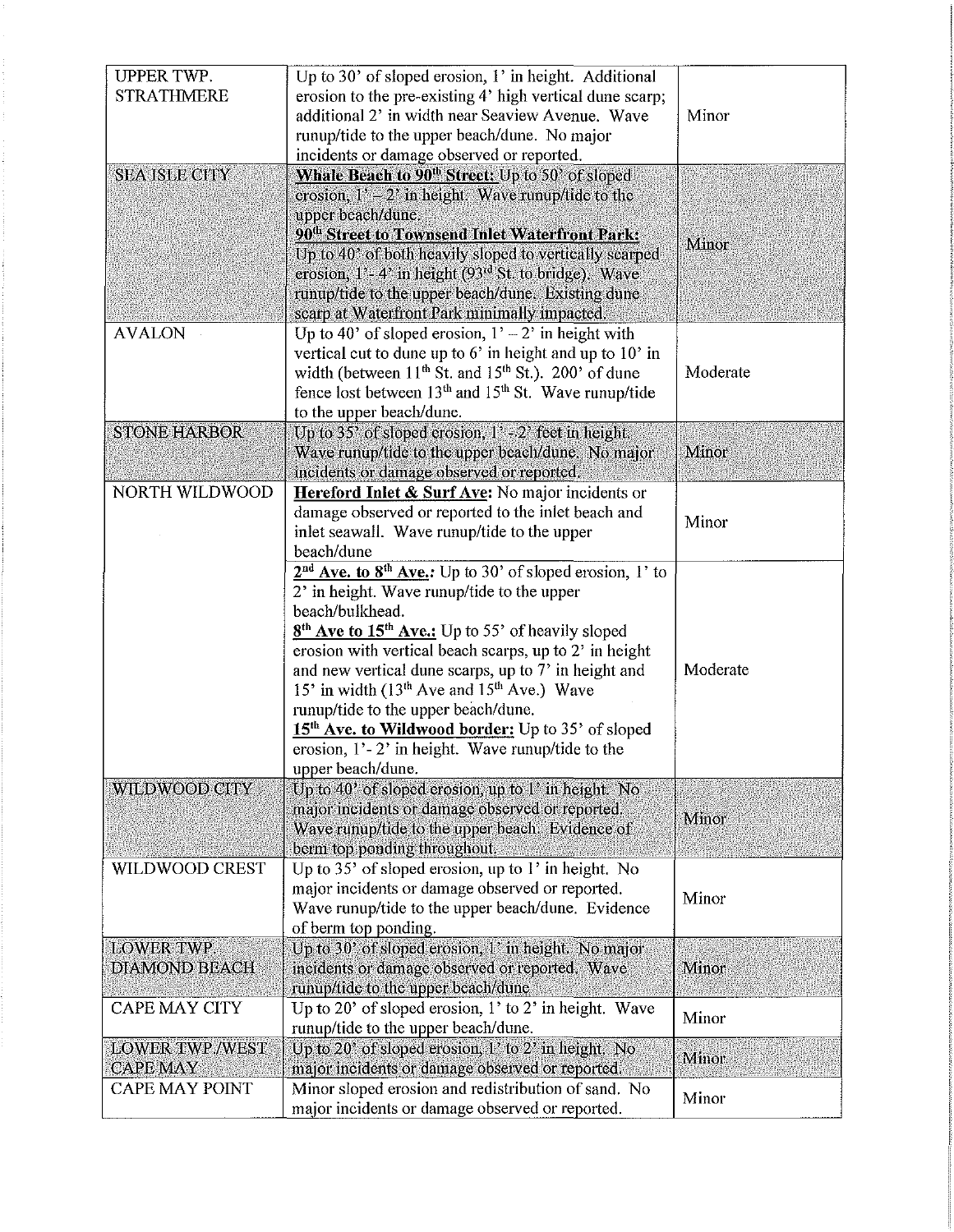| | | |
|---|---|---|
| UPPER TWP. STRATHMERE | Up to 30' of sloped erosion, 1' in height. Additional erosion to the pre-existing 4' high vertical dune scarp; additional 2' in width near Seaview Avenue. Wave runup/tide to the upper beach/dune. No major incidents or damage observed or reported. | Minor |
| SEA ISLE CITY | **Whale Beach to 90th Street:** Up to 50' of sloped erosion, 1' – 2' in height. Wave runup/tide to the upper beach/dune.<br>**90th Street to Townsend Inlet Waterfront Park:** Up to 40' of both heavily sloped to vertically scarped erosion, 1'- 4' in height (93rd St. to bridge). Wave runup/tide to the upper beach/dune. Existing dune scarp at Waterfront Park minimally impacted. | Minor |
| AVALON | Up to 40' of sloped erosion, 1' – 2' in height with vertical cut to dune up to 6' in height and up to 10' in width (between 11th St. and 15th St.). 200' of dune fence lost between 13th and 15th St. Wave runup/tide to the upper beach/dune. | Moderate |
| STONE HARBOR | Up to 35' of sloped erosion, 1' -2' feet in height. Wave runup/tide to the upper beach/dune. No major incidents or damage observed or reported. | Minor |
| NORTH WILDWOOD | **Hereford Inlet & Surf Ave:** No major incidents or damage observed or reported to the inlet beach and inlet seawall. Wave runup/tide to the upper beach/dune | Minor |
| | **2nd Ave. to 8th Ave.:** Up to 30' of sloped erosion, 1' to 2' in height. Wave runup/tide to the upper beach/bulkhead.<br>**8th Ave to 15th Ave.:** Up to 55' of heavily sloped erosion with vertical beach scarps, up to 2' in height and new vertical dune scarps, up to 7' in height and 15' in width (13th Ave and 15th Ave.) Wave runup/tide to the upper beach/dune.<br>**15th Ave. to Wildwood border:** Up to 35' of sloped erosion, 1'- 2' in height. Wave runup/tide to the upper beach/dune. | Moderate |
| WILDWOOD CITY | Up to 40' of sloped erosion, up to 1' in height. No major incidents or damage observed or reported. Wave runup/tide to the upper beach. Evidence of berm top ponding throughout. | Minor |
| WILDWOOD CREST | Up to 35' of sloped erosion, up to 1' in height. No major incidents or damage observed or reported. Wave runup/tide to the upper beach/dune. Evidence of berm top ponding. | Minor |
| LOWER TWP. DIAMOND BEACH | Up to 30' of sloped erosion, 1' in height. No major incidents or damage observed or reported. Wave runup/tide to the upper beach/dune | Minor |
| CAPE MAY CITY | Up to 20' of sloped erosion, 1' to 2' in height. Wave runup/tide to the upper beach/dune. | Minor |
| LOWER TWP./WEST CAPE MAY | Up to 20' of sloped erosion, 1' to 2' in height. No major incidents or damage observed or reported. | Minor |
| CAPE MAY POINT | Minor sloped erosion and redistribution of sand. No major incidents or damage observed or reported. | Minor |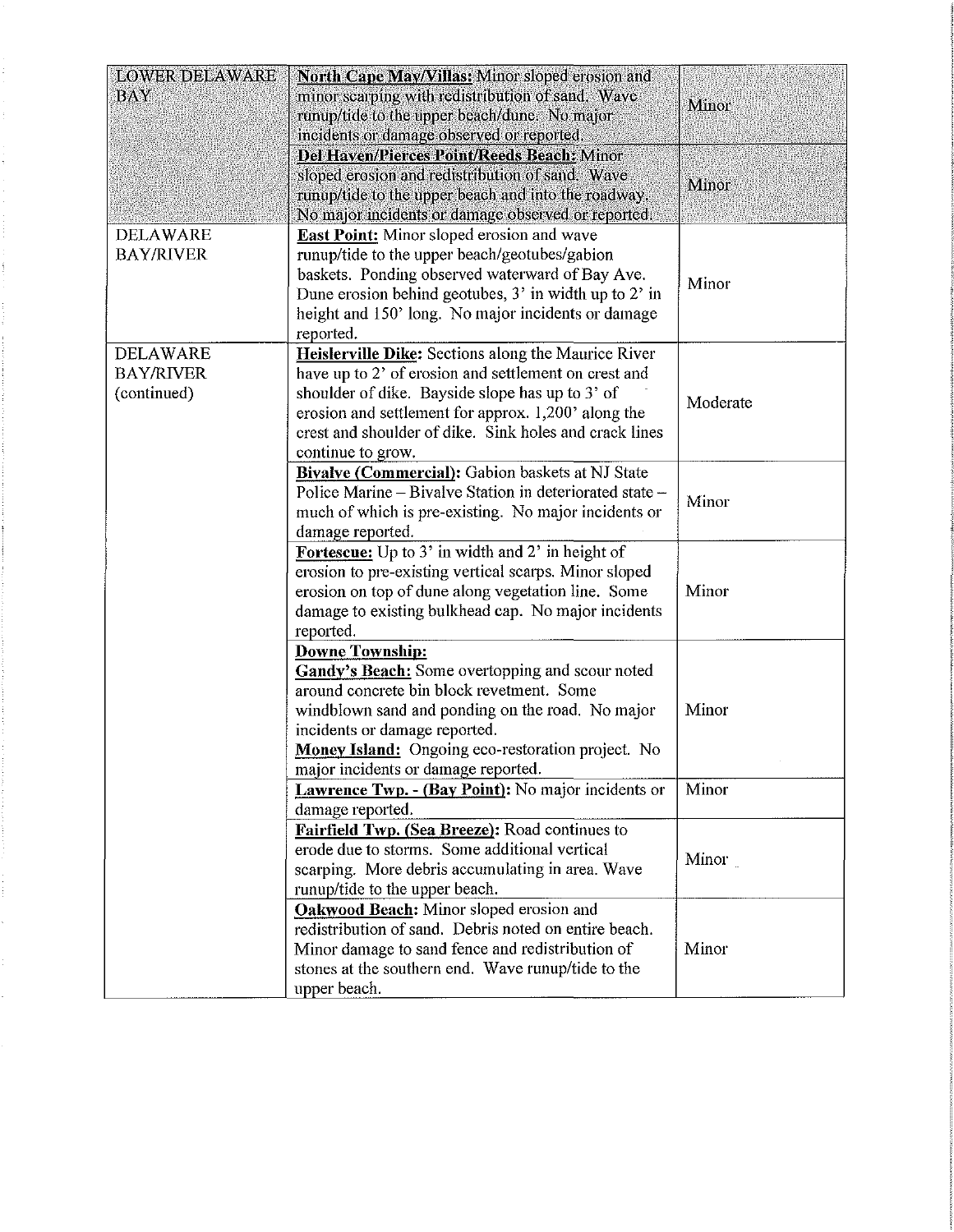| | | |
|---|---|---|
| LOWER DELAWARE BAY | **North Cape May/Villas:** Minor sloped erosion and minor scarping with redistribution of sand. Wave runup/tide to the upper beach/dune. No major incidents or damage observed or reported. | Minor |
| | **Del Haven/Pierces Point/Reeds Beach:** Minor sloped erosion and redistribution of sand. Wave runup/tide to the upper beach and into the roadway. No major incidents or damage observed or reported. | Minor |
| DELAWARE BAY/RIVER | **East Point:** Minor sloped erosion and wave runup/tide to the upper beach/geotubes/gabion baskets. Ponding observed waterward of Bay Ave. Dune erosion behind geotubes, 3' in width up to 2' in height and 150' long. No major incidents or damage reported. | Minor |
| DELAWARE BAY/RIVER (continued) | **Heislerville Dike:** Sections along the Maurice River have up to 2' of erosion and settlement on crest and shoulder of dike. Bayside slope has up to 3' of erosion and settlement for approx. 1,200' along the crest and shoulder of dike. Sink holes and crack lines continue to grow. | Moderate |
| | **Bivalve (Commercial):** Gabion baskets at NJ State Police Marine – Bivalve Station in deteriorated state – much of which is pre-existing. No major incidents or damage reported. | Minor |
| | **Fortescue:** Up to 3' in width and 2' in height of erosion to pre-existing vertical scarps. Minor sloped erosion on top of dune along vegetation line. Some damage to existing bulkhead cap. No major incidents reported. | Minor |
| | **Downe Township:**<br>**Gandy's Beach:** Some overtopping and scour noted around concrete bin block revetment. Some windblown sand and ponding on the road. No major incidents or damage reported.<br>**Money Island:** Ongoing eco-restoration project. No major incidents or damage reported. | Minor |
| | **Lawrence Twp. - (Bay Point):** No major incidents or damage reported. | Minor |
| | **Fairfield Twp. (Sea Breeze):** Road continues to erode due to storms. Some additional vertical scarping. More debris accumulating in area. Wave runup/tide to the upper beach. | Minor |
| | **Oakwood Beach:** Minor sloped erosion and redistribution of sand. Debris noted on entire beach. Minor damage to sand fence and redistribution of stones at the southern end. Wave runup/tide to the upper beach. | Minor |